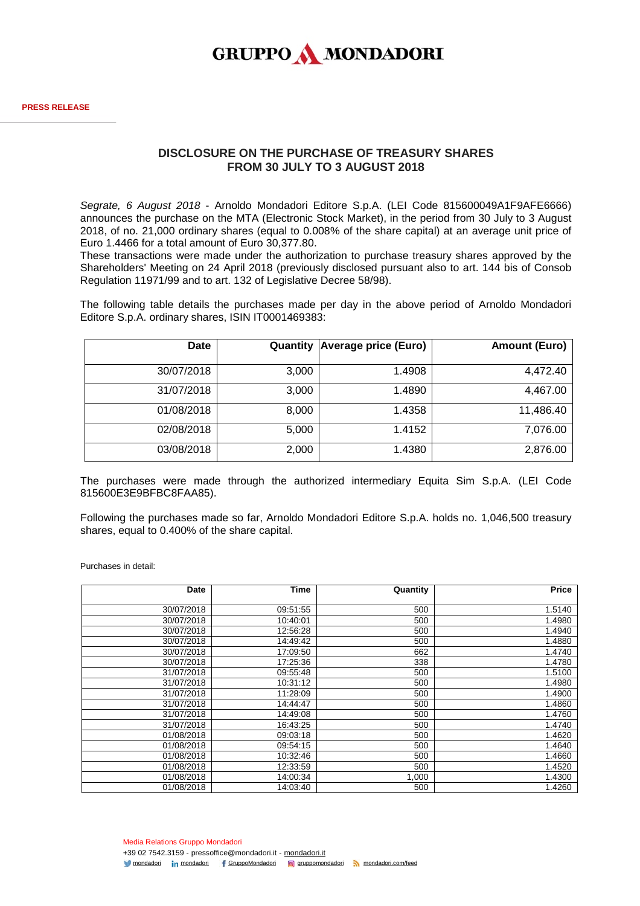GRUPPO MONDADORI

**PRESS RELEASE**

## DISCLOSURE ON THE PURCHASE OF TREASURY SHARES FROM 30 JULY TO 3 AUGUST 2018

*Segrate, 6 August 2018* - Arnoldo Mondadori Editore S.p.A. (LEI Code 815600049A1F9AFE6666) announces the purchase on the MTA (Electronic Stock Market), in the period from 30 July to 3 August 2018, of no. 21,000 ordinary shares (equal to 0.008% of the share capital) at an average unit price of Euro 1.4466 for a total amount of Euro 30,377.80.
These transactions were made under the authorization to purchase treasury shares approved by the Shareholders' Meeting on 24 April 2018 (previously disclosed pursuant also to art. 144 bis of Consob Regulation 11971/99 and to art. 132 of Legislative Decree 58/98).

The following table details the purchases made per day in the above period of Arnoldo Mondadori Editore S.p.A. ordinary shares, ISIN IT0001469383:

| Date | Quantity | Average price (Euro) | Amount (Euro) |
|---|---|---|---|
| 30/07/2018 | 3,000 | 1.4908 | 4,472.40 |
| 31/07/2018 | 3,000 | 1.4890 | 4,467.00 |
| 01/08/2018 | 8,000 | 1.4358 | 11,486.40 |
| 02/08/2018 | 5,000 | 1.4152 | 7,076.00 |
| 03/08/2018 | 2,000 | 1.4380 | 2,876.00 |

The purchases were made through the authorized intermediary Equita Sim S.p.A. (LEI Code 815600E3E9BFBC8FAA85).

Following the purchases made so far, Arnoldo Mondadori Editore S.p.A. holds no. 1,046,500 treasury shares, equal to 0.400% of the share capital.

Purchases in detail:

| Date | Time | Quantity | Price |
|---|---|---|---|
| 30/07/2018 | 09:51:55 | 500 | 1.5140 |
| 30/07/2018 | 10:40:01 | 500 | 1.4980 |
| 30/07/2018 | 12:56:28 | 500 | 1.4940 |
| 30/07/2018 | 14:49:42 | 500 | 1.4880 |
| 30/07/2018 | 17:09:50 | 662 | 1.4740 |
| 30/07/2018 | 17:25:36 | 338 | 1.4780 |
| 31/07/2018 | 09:55:48 | 500 | 1.5100 |
| 31/07/2018 | 10:31:12 | 500 | 1.4980 |
| 31/07/2018 | 11:28:09 | 500 | 1.4900 |
| 31/07/2018 | 14:44:47 | 500 | 1.4860 |
| 31/07/2018 | 14:49:08 | 500 | 1.4760 |
| 31/07/2018 | 16:43:25 | 500 | 1.4740 |
| 01/08/2018 | 09:03:18 | 500 | 1.4620 |
| 01/08/2018 | 09:54:15 | 500 | 1.4640 |
| 01/08/2018 | 10:32:46 | 500 | 1.4660 |
| 01/08/2018 | 12:33:59 | 500 | 1.4520 |
| 01/08/2018 | 14:00:34 | 1,000 | 1.4300 |
| 01/08/2018 | 14:03:40 | 500 | 1.4260 |

Media Relations Gruppo Mondadori
+39 02 7542.3159 - pressoffice@mondadori.it - mondadori.it
mondadori | mondadori | GruppoMondadori | gruppomondadori | mondadori.com/feed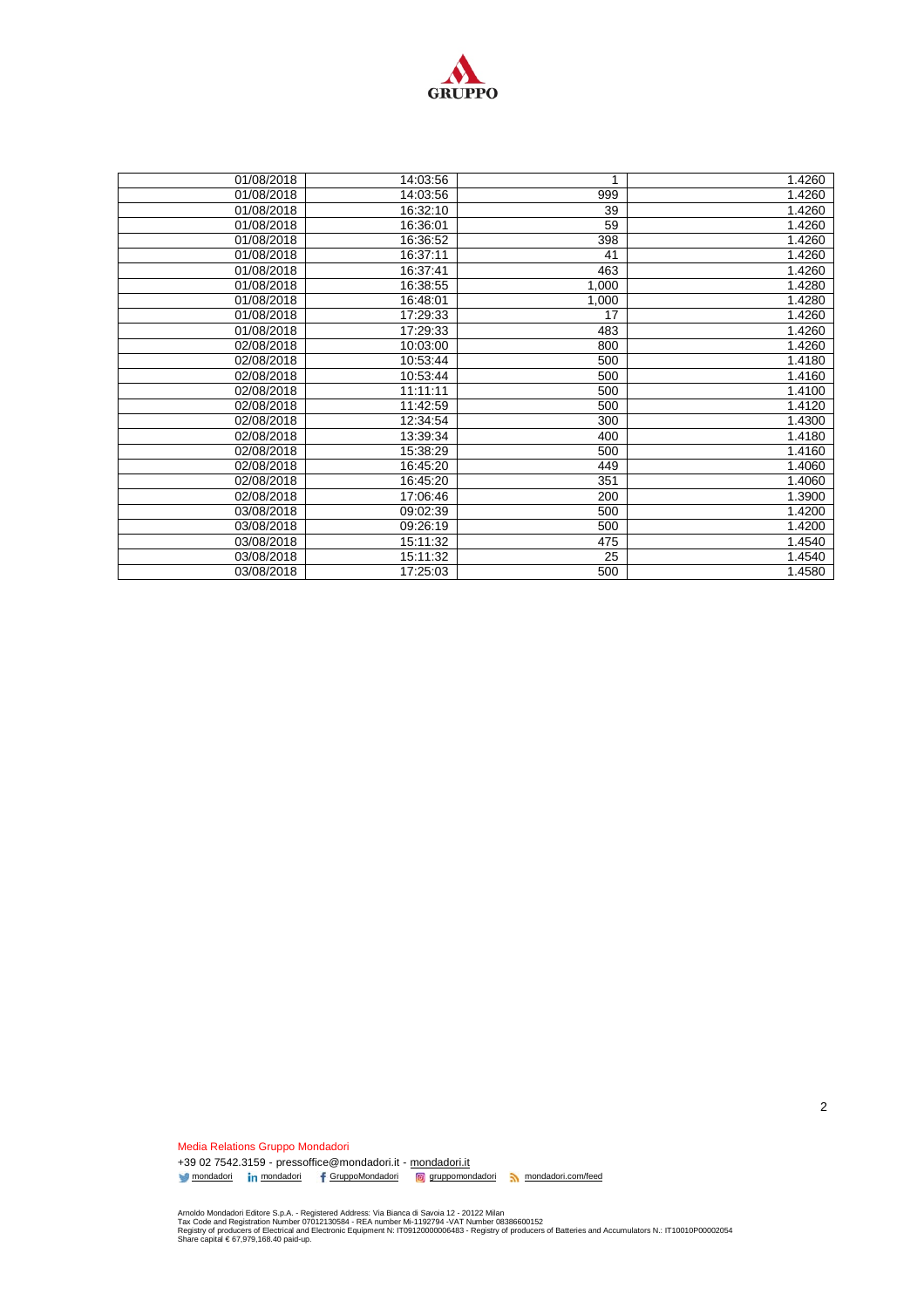GRUPPO

| | | | |
|---|---|---|---|
| 01/08/2018 | 14:03:56 | 1 | 1.4260 |
| 01/08/2018 | 14:03:56 | 999 | 1.4260 |
| 01/08/2018 | 16:32:10 | 39 | 1.4260 |
| 01/08/2018 | 16:36:01 | 59 | 1.4260 |
| 01/08/2018 | 16:36:52 | 398 | 1.4260 |
| 01/08/2018 | 16:37:11 | 41 | 1.4260 |
| 01/08/2018 | 16:37:41 | 463 | 1.4260 |
| 01/08/2018 | 16:38:55 | 1,000 | 1.4280 |
| 01/08/2018 | 16:48:01 | 1,000 | 1.4280 |
| 01/08/2018 | 17:29:33 | 17 | 1.4260 |
| 01/08/2018 | 17:29:33 | 483 | 1.4260 |
| 02/08/2018 | 10:03:00 | 800 | 1.4260 |
| 02/08/2018 | 10:53:44 | 500 | 1.4180 |
| 02/08/2018 | 10:53:44 | 500 | 1.4160 |
| 02/08/2018 | 11:11:11 | 500 | 1.4100 |
| 02/08/2018 | 11:42:59 | 500 | 1.4120 |
| 02/08/2018 | 12:34:54 | 300 | 1.4300 |
| 02/08/2018 | 13:39:34 | 400 | 1.4180 |
| 02/08/2018 | 15:38:29 | 500 | 1.4160 |
| 02/08/2018 | 16:45:20 | 449 | 1.4060 |
| 02/08/2018 | 16:45:20 | 351 | 1.4060 |
| 02/08/2018 | 17:06:46 | 200 | 1.3900 |
| 03/08/2018 | 09:02:39 | 500 | 1.4200 |
| 03/08/2018 | 09:26:19 | 500 | 1.4200 |
| 03/08/2018 | 15:11:32 | 475 | 1.4540 |
| 03/08/2018 | 15:11:32 | 25 | 1.4540 |
| 03/08/2018 | 17:25:03 | 500 | 1.4580 |

Media Relations Gruppo Mondadori

+39 02 7542.3159 - pressoffice@mondadori.it - mondadori.it

mondadori  mondadori  GruppoMondadori  gruppomondadori  mondadori.com/feed

Arnoldo Mondadori Editore S.p.A. - Registered Address: Via Bianca di Savoia 12 - 20122 Milan
Tax Code and Registration Number 07012130584 - REA number Mi-1192794 -VAT Number 08386600152
Registry of producers of Electrical and Electronic Equipment N: IT09120000006483 - Registry of producers of Batteries and Accumulators N.: IT10010P00002054
Share capital € 67,979,168.40 paid-up.